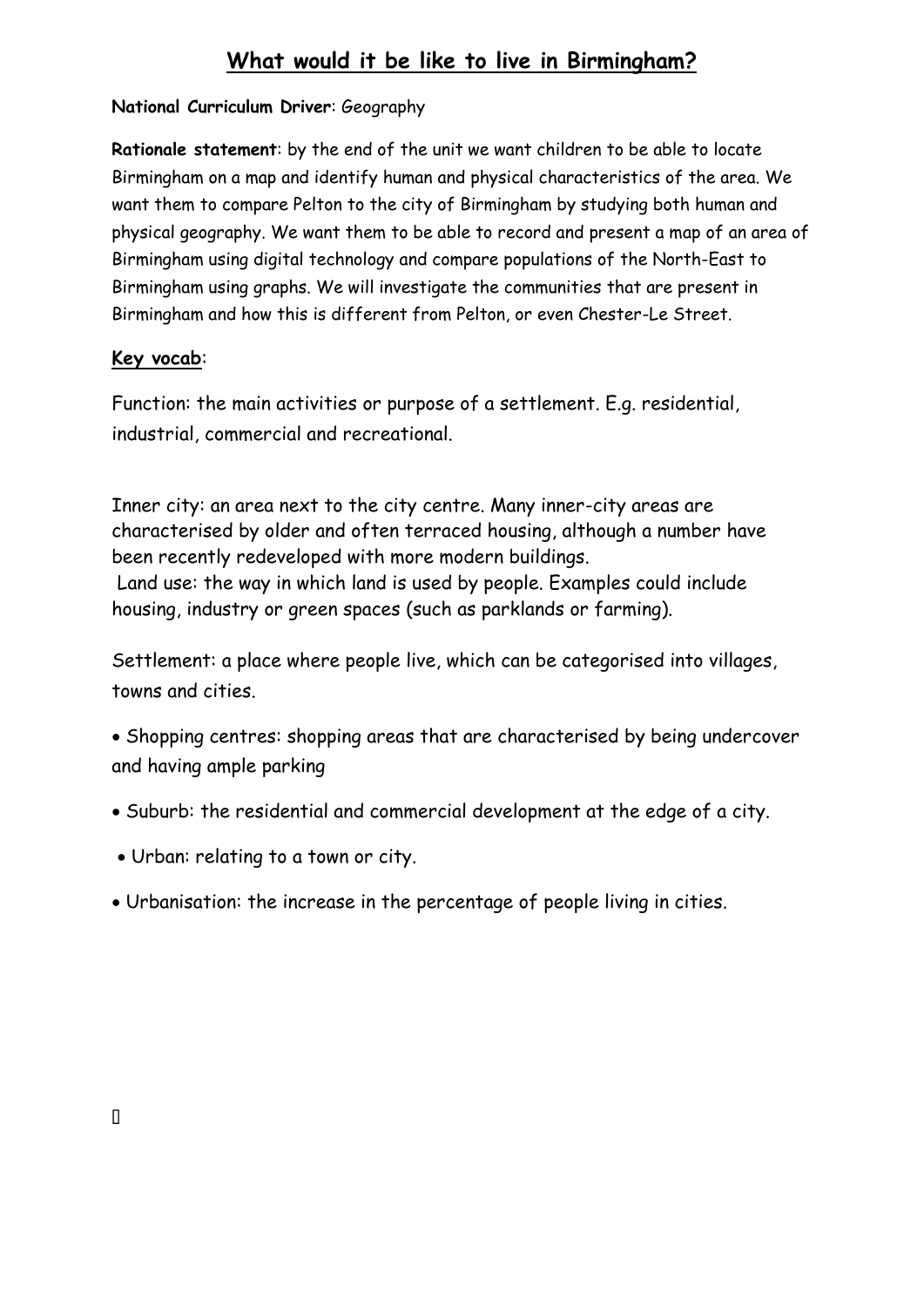# What would it be like to live in Birmingham?

**National Curriculum Driver**: Geography

**Rationale statement**: by the end of the unit we want children to be able to locate Birmingham on a map and identify human and physical characteristics of the area. We want them to compare Pelton to the city of Birmingham by studying both human and physical geography. We want them to be able to record and present a map of an area of Birmingham using digital technology and compare populations of the North-East to Birmingham using graphs. We will investigate the communities that are present in Birmingham and how this is different from Pelton, or even Chester-Le Street.

**Key vocab**:

Function: the main activities or purpose of a settlement. E.g. residential, industrial, commercial and recreational.

Inner city: an area next to the city centre. Many inner-city areas are characterised by older and often terraced housing, although a number have been recently redeveloped with more modern buildings.
Land use: the way in which land is used by people. Examples could include housing, industry or green spaces (such as parklands or farming).

Settlement: a place where people live, which can be categorised into villages, towns and cities.

- Shopping centres: shopping areas that are characterised by being undercover and having ample parking
- Suburb: the residential and commercial development at the edge of a city.
- Urban: relating to a town or city.
- Urbanisation: the increase in the percentage of people living in cities.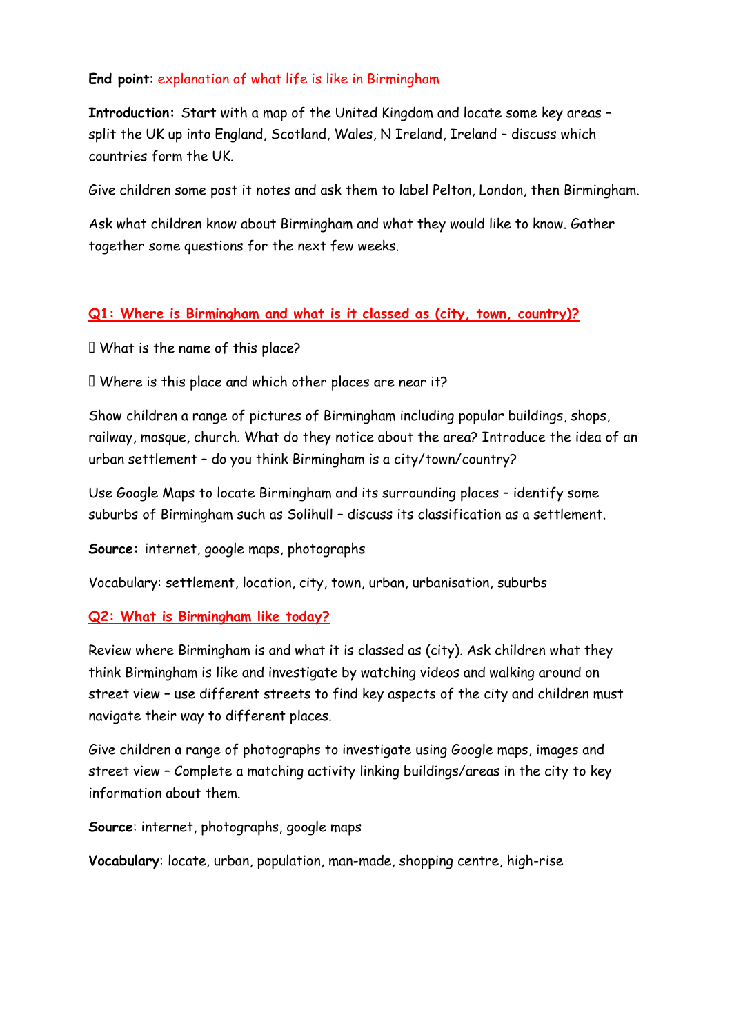**End point**: explanation of what life is like in Birmingham

**Introduction:** Start with a map of the United Kingdom and locate some key areas – split the UK up into England, Scotland, Wales, N Ireland, Ireland – discuss which countries form the UK.

Give children some post it notes and ask them to label Pelton, London, then Birmingham.

Ask what children know about Birmingham and what they would like to know. Gather together some questions for the next few weeks.

## Q1: Where is Birmingham and what is it classed as (city, town, country)?

- What is the name of this place?
- Where is this place and which other places are near it?

Show children a range of pictures of Birmingham including popular buildings, shops, railway, mosque, church. What do they notice about the area? Introduce the idea of an urban settlement – do you think Birmingham is a city/town/country?

Use Google Maps to locate Birmingham and its surrounding places – identify some suburbs of Birmingham such as Solihull – discuss its classification as a settlement.

**Source:** internet, google maps, photographs

Vocabulary: settlement, location, city, town, urban, urbanisation, suburbs

## Q2: What is Birmingham like today?

Review where Birmingham is and what it is classed as (city). Ask children what they think Birmingham is like and investigate by watching videos and walking around on street view – use different streets to find key aspects of the city and children must navigate their way to different places.

Give children a range of photographs to investigate using Google maps, images and street view – Complete a matching activity linking buildings/areas in the city to key information about them.

**Source**: internet, photographs, google maps

**Vocabulary**: locate, urban, population, man-made, shopping centre, high-rise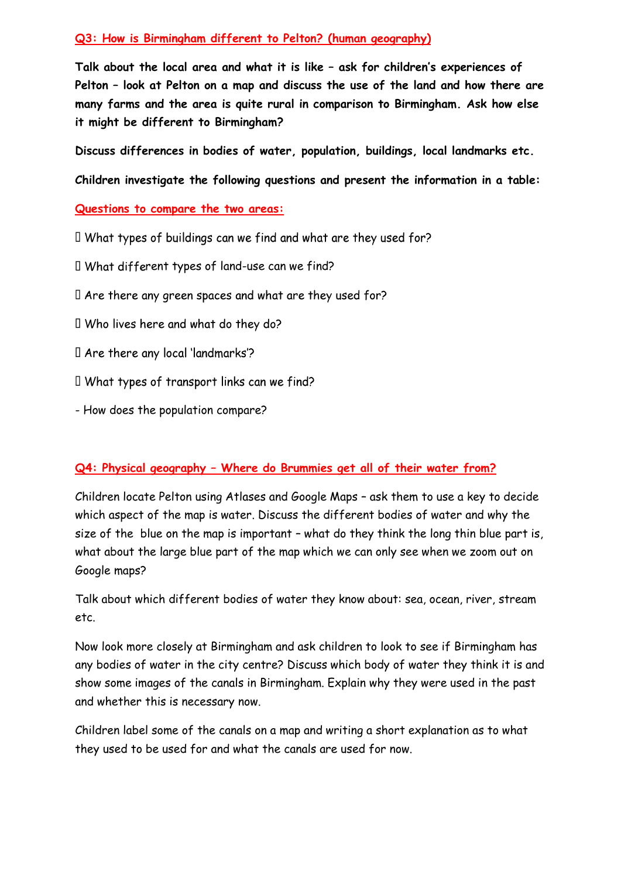## Q3: How is Birmingham different to Pelton? (human geography)

**Talk about the local area and what it is like – ask for children's experiences of Pelton – look at Pelton on a map and discuss the use of the land and how there are many farms and the area is quite rural in comparison to Birmingham. Ask how else it might be different to Birmingham?**

**Discuss differences in bodies of water, population, buildings, local landmarks etc.**

**Children investigate the following questions and present the information in a table:**

### Questions to compare the two areas:

- What types of buildings can we find and what are they used for?
- What different types of land-use can we find?
- Are there any green spaces and what are they used for?
- Who lives here and what do they do?
- Are there any local 'landmarks'?
- What types of transport links can we find?
- How does the population compare?

## Q4: Physical geography – Where do Brummies get all of their water from?

Children locate Pelton using Atlases and Google Maps – ask them to use a key to decide which aspect of the map is water. Discuss the different bodies of water and why the size of the blue on the map is important – what do they think the long thin blue part is, what about the large blue part of the map which we can only see when we zoom out on Google maps?

Talk about which different bodies of water they know about: sea, ocean, river, stream etc.

Now look more closely at Birmingham and ask children to look to see if Birmingham has any bodies of water in the city centre? Discuss which body of water they think it is and show some images of the canals in Birmingham. Explain why they were used in the past and whether this is necessary now.

Children label some of the canals on a map and writing a short explanation as to what they used to be used for and what the canals are used for now.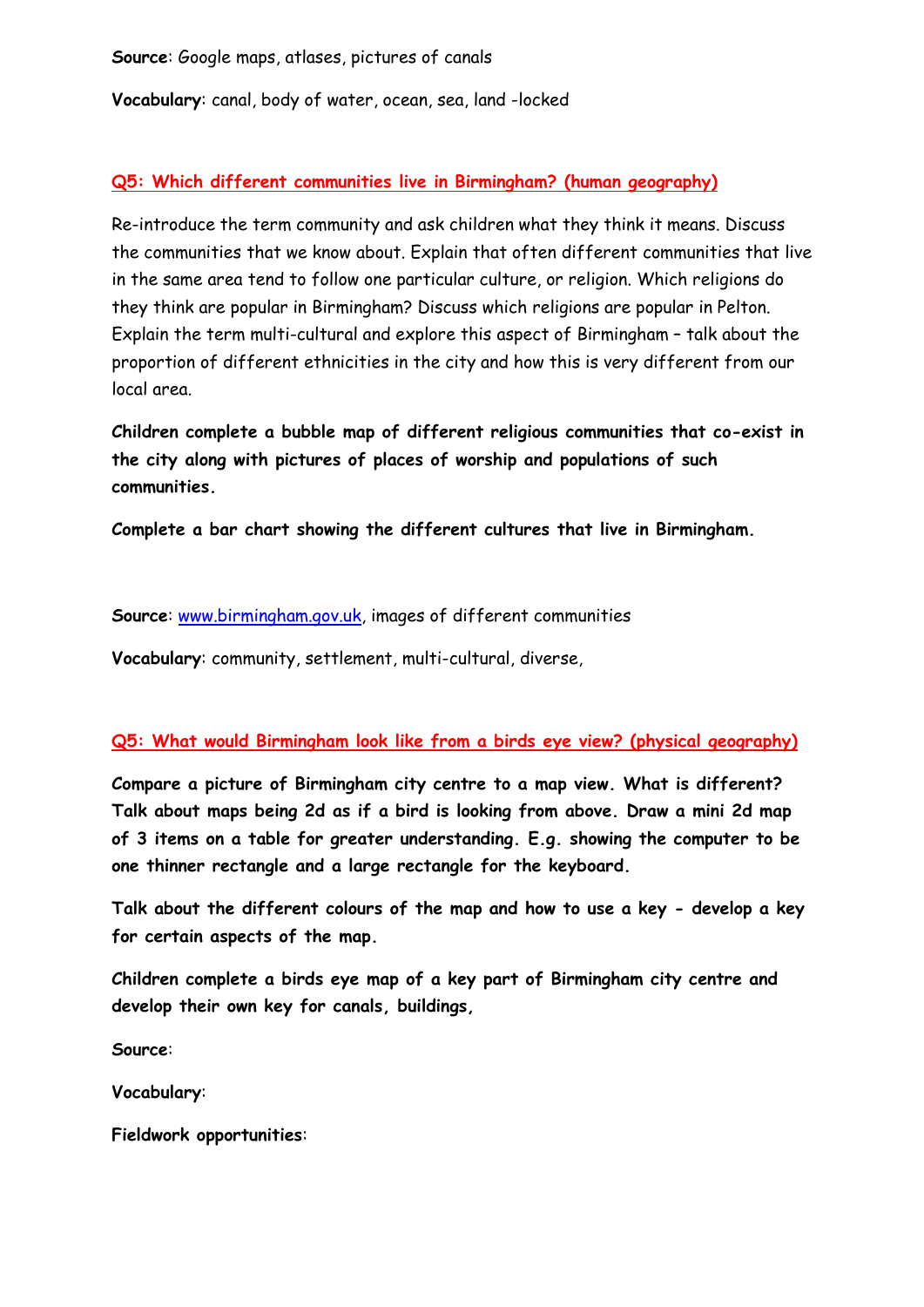**Source**: Google maps, atlases, pictures of canals

**Vocabulary**: canal, body of water, ocean, sea, land -locked

## Q5: Which different communities live in Birmingham? (human geography)

Re-introduce the term community and ask children what they think it means. Discuss the communities that we know about. Explain that often different communities that live in the same area tend to follow one particular culture, or religion. Which religions do they think are popular in Birmingham? Discuss which religions are popular in Pelton. Explain the term multi-cultural and explore this aspect of Birmingham – talk about the proportion of different ethnicities in the city and how this is very different from our local area.

**Children complete a bubble map of different religious communities that co-exist in the city along with pictures of places of worship and populations of such communities.**

**Complete a bar chart showing the different cultures that live in Birmingham.**

**Source**: [www.birmingham.gov.uk](http://www.birmingham.gov.uk), images of different communities

**Vocabulary**: community, settlement, multi-cultural, diverse,

## Q5: What would Birmingham look like from a birds eye view? (physical geography)

**Compare a picture of Birmingham city centre to a map view. What is different? Talk about maps being 2d as if a bird is looking from above. Draw a mini 2d map of 3 items on a table for greater understanding. E.g. showing the computer to be one thinner rectangle and a large rectangle for the keyboard.**

**Talk about the different colours of the map and how to use a key - develop a key for certain aspects of the map.**

**Children complete a birds eye map of a key part of Birmingham city centre and develop their own key for canals, buildings,**

**Source**:

**Vocabulary**:

**Fieldwork opportunities**: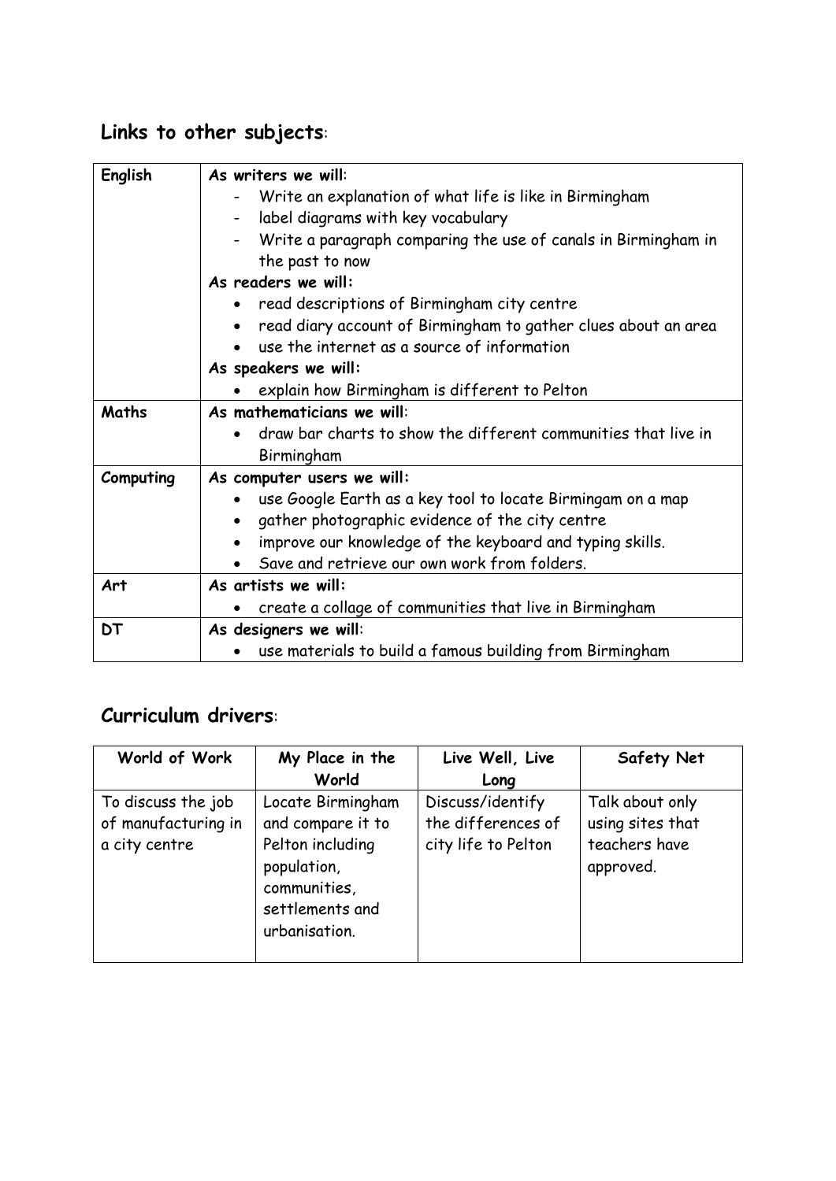## **Links to other subjects**:

| | |
|---|---|
| **English** | **As writers we will**:<br>- Write an explanation of what life is like in Birmingham<br>- label diagrams with key vocabulary<br>- Write a paragraph comparing the use of canals in Birmingham in the past to now<br>**As readers we will:**<br>• read descriptions of Birmingham city centre<br>• read diary account of Birmingham to gather clues about an area<br>• use the internet as a source of information<br>**As speakers we will:**<br>• explain how Birmingham is different to Pelton |
| **Maths** | **As mathematicians we will**:<br>• draw bar charts to show the different communities that live in Birmingham |
| **Computing** | **As computer users we will:**<br>• use Google Earth as a key tool to locate Birmingam on a map<br>• gather photographic evidence of the city centre<br>• improve our knowledge of the keyboard and typing skills.<br>• Save and retrieve our own work from folders. |
| **Art** | **As artists we will:**<br>• create a collage of communities that live in Birmingham |
| **DT** | **As designers we will**:<br>• use materials to build a famous building from Birmingham |

## **Curriculum drivers**:

| **World of Work** | **My Place in the World** | **Live Well, Live Long** | **Safety Net** |
|---|---|---|---|
| To discuss the job of manufacturing in a city centre | Locate Birmingham and compare it to Pelton including population, communities, settlements and urbanisation. | Discuss/identify the differences of city life to Pelton | Talk about only using sites that teachers have approved. |